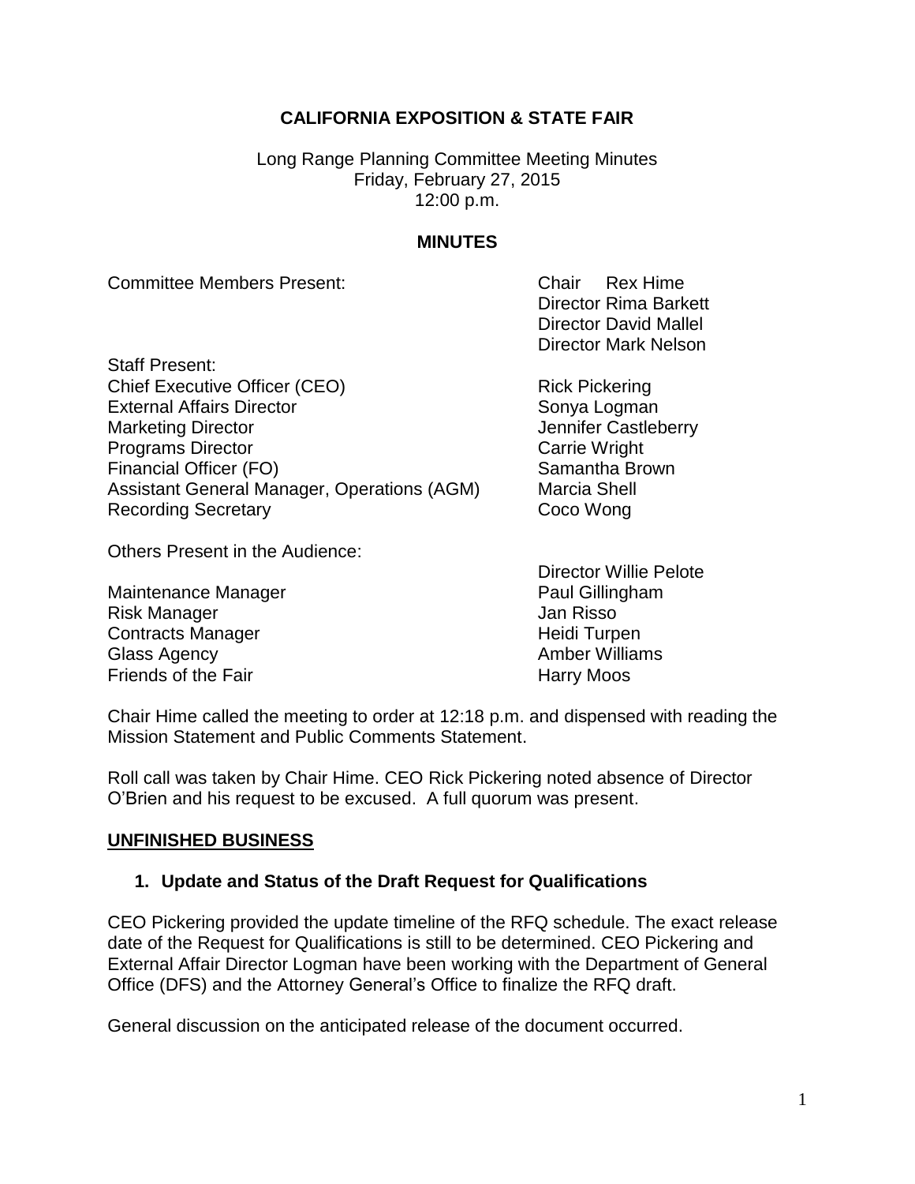**CALIFORNIA EXPOSITION & STATE FAIR**

Long Range Planning Committee Meeting Minutes
Friday, February 27, 2015
12:00 p.m.

**MINUTES**

| Committee Members Present: | Chair Rex Hime |
|---|---|
| | Director Rima Barkett |
| | Director David Mallel |
| | Director Mark Nelson |

| Staff Present: | |
|---|---|
| Chief Executive Officer (CEO) | Rick Pickering |
| External Affairs Director | Sonya Logman |
| Marketing Director | Jennifer Castleberry |
| Programs Director | Carrie Wright |
| Financial Officer (FO) | Samantha Brown |
| Assistant General Manager, Operations (AGM) | Marcia Shell |
| Recording Secretary | Coco Wong |

| Others Present in the Audience: | |
|---|---|
| | Director Willie Pelote |
| Maintenance Manager | Paul Gillingham |
| Risk Manager | Jan Risso |
| Contracts Manager | Heidi Turpen |
| Glass Agency | Amber Williams |
| Friends of the Fair | Harry Moos |

Chair Hime called the meeting to order at 12:18 p.m. and dispensed with reading the Mission Statement and Public Comments Statement.

Roll call was taken by Chair Hime. CEO Rick Pickering noted absence of Director O'Brien and his request to be excused. A full quorum was present.

**UNFINISHED BUSINESS**

**1. Update and Status of the Draft Request for Qualifications**

CEO Pickering provided the update timeline of the RFQ schedule. The exact release date of the Request for Qualifications is still to be determined. CEO Pickering and External Affair Director Logman have been working with the Department of General Office (DFS) and the Attorney General's Office to finalize the RFQ draft.

General discussion on the anticipated release of the document occurred.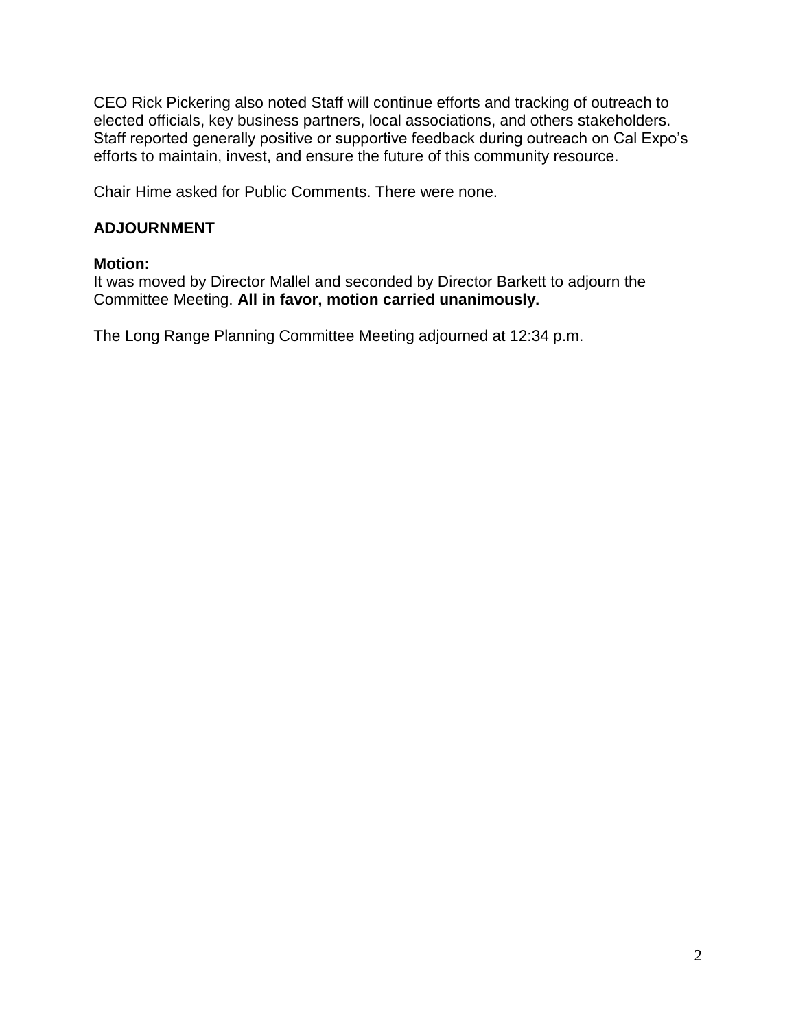CEO Rick Pickering also noted Staff will continue efforts and tracking of outreach to elected officials, key business partners, local associations, and others stakeholders. Staff reported generally positive or supportive feedback during outreach on Cal Expo's efforts to maintain, invest, and ensure the future of this community resource.

Chair Hime asked for Public Comments. There were none.

**ADJOURNMENT**

**Motion:**
It was moved by Director Mallel and seconded by Director Barkett to adjourn the Committee Meeting. **All in favor, motion carried unanimously.**

The Long Range Planning Committee Meeting adjourned at 12:34 p.m.